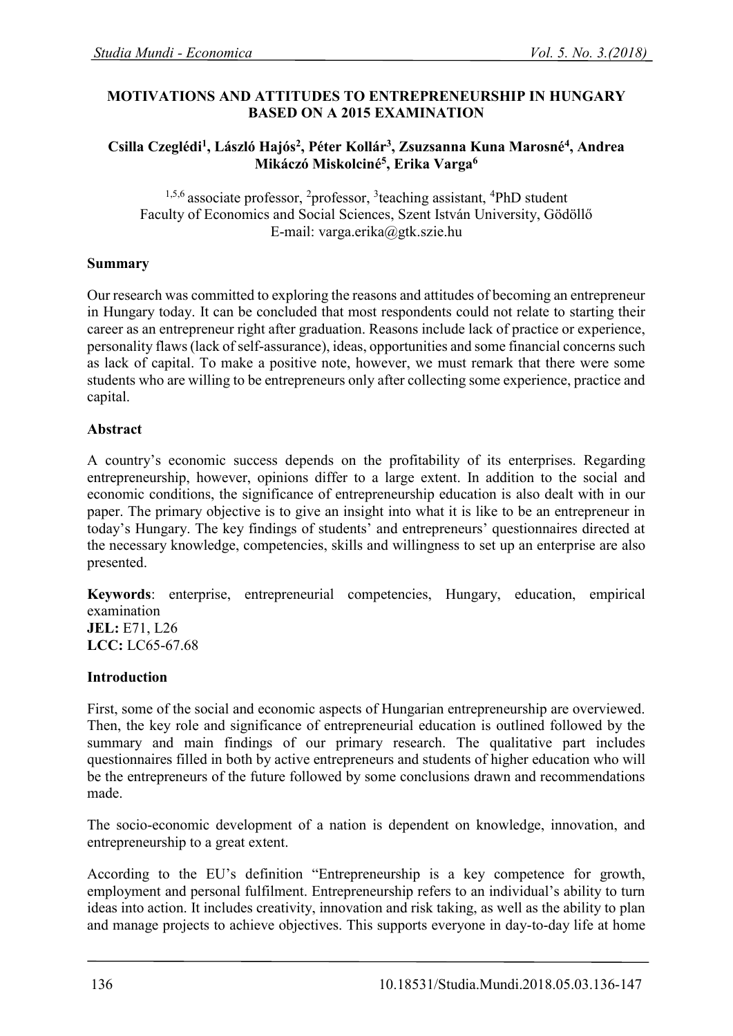# MOTIVATIONS AND ATTITUDES TO ENTREPRENEURSHIP IN HUNGARY BASED ON A 2015 EXAMINATION

**Csilla Czeglédi[1], László Hajós[2], Péter Kollár[3], Zsuzsanna Kuna Marosné[4], Andrea Mikáczó Miskolciné[5], Erika Varga[6]**

[1,5,6] associate professor, [2]professor, [3]teaching assistant, [4]PhD student
Faculty of Economics and Social Sciences, Szent István University, Gödöllő
E-mail: varga.erika@gtk.szie.hu

## Summary

Our research was committed to exploring the reasons and attitudes of becoming an entrepreneur in Hungary today. It can be concluded that most respondents could not relate to starting their career as an entrepreneur right after graduation. Reasons include lack of practice or experience, personality flaws (lack of self-assurance), ideas, opportunities and some financial concerns such as lack of capital. To make a positive note, however, we must remark that there were some students who are willing to be entrepreneurs only after collecting some experience, practice and capital.

## Abstract

A country's economic success depends on the profitability of its enterprises. Regarding entrepreneurship, however, opinions differ to a large extent. In addition to the social and economic conditions, the significance of entrepreneurship education is also dealt with in our paper. The primary objective is to give an insight into what it is like to be an entrepreneur in today's Hungary. The key findings of students' and entrepreneurs' questionnaires directed at the necessary knowledge, competencies, skills and willingness to set up an enterprise are also presented.

**Keywords**: enterprise, entrepreneurial competencies, Hungary, education, empirical examination
**JEL:** E71, L26
**LCC:** LC65-67.68

## Introduction

First, some of the social and economic aspects of Hungarian entrepreneurship are overviewed. Then, the key role and significance of entrepreneurial education is outlined followed by the summary and main findings of our primary research. The qualitative part includes questionnaires filled in both by active entrepreneurs and students of higher education who will be the entrepreneurs of the future followed by some conclusions drawn and recommendations made.

The socio-economic development of a nation is dependent on knowledge, innovation, and entrepreneurship to a great extent.

According to the EU's definition "Entrepreneurship is a key competence for growth, employment and personal fulfilment. Entrepreneurship refers to an individual's ability to turn ideas into action. It includes creativity, innovation and risk taking, as well as the ability to plan and manage projects to achieve objectives. This supports everyone in day-to-day life at home

10.18531/Studia.Mundi.2018.05.03.136-147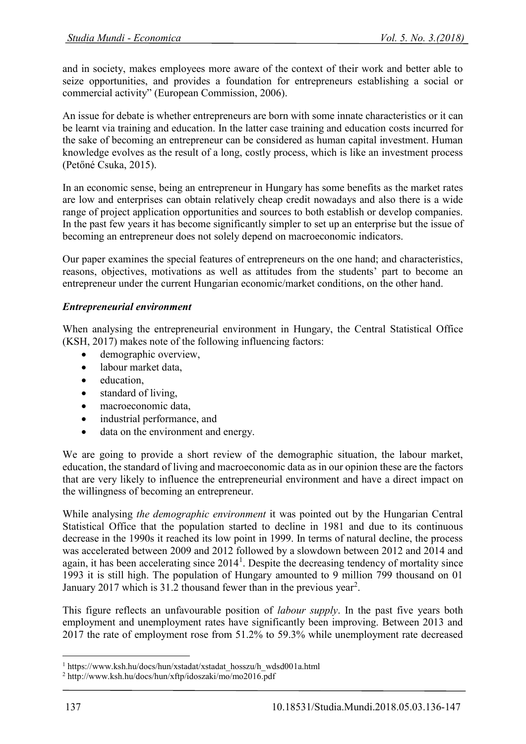and in society, makes employees more aware of the context of their work and better able to seize opportunities, and provides a foundation for entrepreneurs establishing a social or commercial activity" (European Commission, 2006).

An issue for debate is whether entrepreneurs are born with some innate characteristics or it can be learnt via training and education. In the latter case training and education costs incurred for the sake of becoming an entrepreneur can be considered as human capital investment. Human knowledge evolves as the result of a long, costly process, which is like an investment process (Petőné Csuka, 2015).

In an economic sense, being an entrepreneur in Hungary has some benefits as the market rates are low and enterprises can obtain relatively cheap credit nowadays and also there is a wide range of project application opportunities and sources to both establish or develop companies. In the past few years it has become significantly simpler to set up an enterprise but the issue of becoming an entrepreneur does not solely depend on macroeconomic indicators.

Our paper examines the special features of entrepreneurs on the one hand; and characteristics, reasons, objectives, motivations as well as attitudes from the students' part to become an entrepreneur under the current Hungarian economic/market conditions, on the other hand.

***Entrepreneurial environment***

When analysing the entrepreneurial environment in Hungary, the Central Statistical Office (KSH, 2017) makes note of the following influencing factors:

- demographic overview,
- labour market data,
- education,
- standard of living,
- macroeconomic data,
- industrial performance, and
- data on the environment and energy.

We are going to provide a short review of the demographic situation, the labour market, education, the standard of living and macroeconomic data as in our opinion these are the factors that are very likely to influence the entrepreneurial environment and have a direct impact on the willingness of becoming an entrepreneur.

While analysing *the demographic environment* it was pointed out by the Hungarian Central Statistical Office that the population started to decline in 1981 and due to its continuous decrease in the 1990s it reached its low point in 1999. In terms of natural decline, the process was accelerated between 2009 and 2012 followed by a slowdown between 2012 and 2014 and again, it has been accelerating since 2014[1]. Despite the decreasing tendency of mortality since 1993 it is still high. The population of Hungary amounted to 9 million 799 thousand on 01 January 2017 which is 31.2 thousand fewer than in the previous year[2].

This figure reflects an unfavourable position of *labour supply*. In the past five years both employment and unemployment rates have significantly been improving. Between 2013 and 2017 the rate of employment rose from 51.2% to 59.3% while unemployment rate decreased

[1] https://www.ksh.hu/docs/hun/xstadat/xstadat_hosszu/h_wdsd001a.html

[2] http://www.ksh.hu/docs/hun/xftp/idoszaki/mo/mo2016.pdf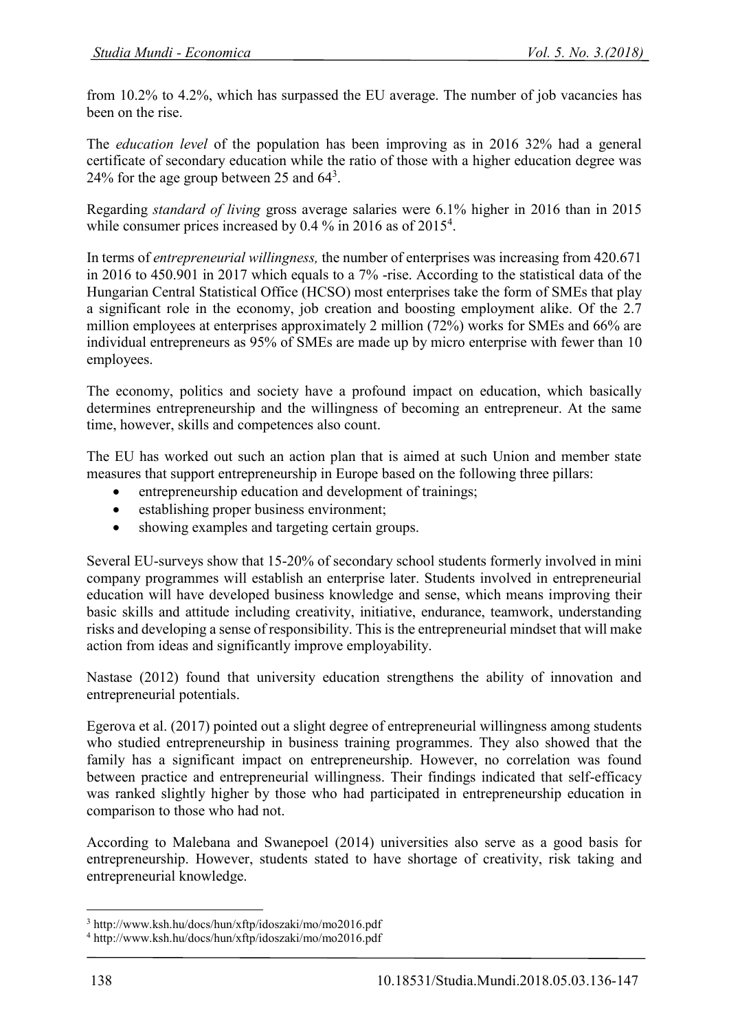from 10.2% to 4.2%, which has surpassed the EU average. The number of job vacancies has been on the rise.

The *education level* of the population has been improving as in 2016 32% had a general certificate of secondary education while the ratio of those with a higher education degree was 24% for the age group between 25 and 64[3].

Regarding *standard of living* gross average salaries were 6.1% higher in 2016 than in 2015 while consumer prices increased by 0.4 % in 2016 as of 2015[4].

In terms of *entrepreneurial willingness,* the number of enterprises was increasing from 420.671 in 2016 to 450.901 in 2017 which equals to a 7% -rise. According to the statistical data of the Hungarian Central Statistical Office (HCSO) most enterprises take the form of SMEs that play a significant role in the economy, job creation and boosting employment alike. Of the 2.7 million employees at enterprises approximately 2 million (72%) works for SMEs and 66% are individual entrepreneurs as 95% of SMEs are made up by micro enterprise with fewer than 10 employees.

The economy, politics and society have a profound impact on education, which basically determines entrepreneurship and the willingness of becoming an entrepreneur. At the same time, however, skills and competences also count.

The EU has worked out such an action plan that is aimed at such Union and member state measures that support entrepreneurship in Europe based on the following three pillars:

- entrepreneurship education and development of trainings;
- establishing proper business environment;
- showing examples and targeting certain groups.

Several EU-surveys show that 15-20% of secondary school students formerly involved in mini company programmes will establish an enterprise later. Students involved in entrepreneurial education will have developed business knowledge and sense, which means improving their basic skills and attitude including creativity, initiative, endurance, teamwork, understanding risks and developing a sense of responsibility. This is the entrepreneurial mindset that will make action from ideas and significantly improve employability.

Nastase (2012) found that university education strengthens the ability of innovation and entrepreneurial potentials.

Egerova et al. (2017) pointed out a slight degree of entrepreneurial willingness among students who studied entrepreneurship in business training programmes. They also showed that the family has a significant impact on entrepreneurship. However, no correlation was found between practice and entrepreneurial willingness. Their findings indicated that self-efficacy was ranked slightly higher by those who had participated in entrepreneurship education in comparison to those who had not.

According to Malebana and Swanepoel (2014) universities also serve as a good basis for entrepreneurship. However, students stated to have shortage of creativity, risk taking and entrepreneurial knowledge.

---

[3] http://www.ksh.hu/docs/hun/xftp/idoszaki/mo/mo2016.pdf

[4] http://www.ksh.hu/docs/hun/xftp/idoszaki/mo/mo2016.pdf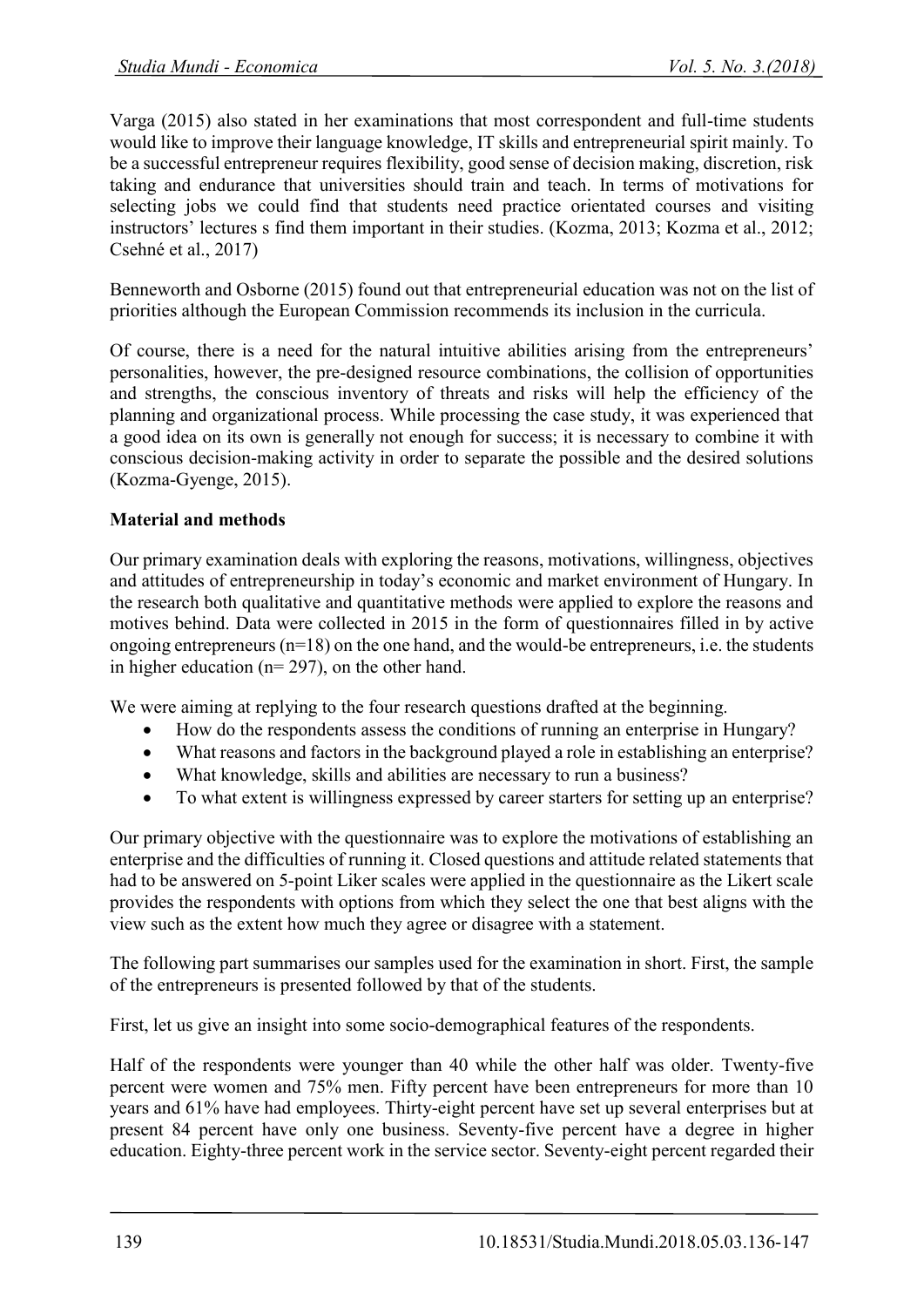Varga (2015) also stated in her examinations that most correspondent and full-time students would like to improve their language knowledge, IT skills and entrepreneurial spirit mainly. To be a successful entrepreneur requires flexibility, good sense of decision making, discretion, risk taking and endurance that universities should train and teach. In terms of motivations for selecting jobs we could find that students need practice orientated courses and visiting instructors' lectures s find them important in their studies. (Kozma, 2013; Kozma et al., 2012; Csehné et al., 2017)

Benneworth and Osborne (2015) found out that entrepreneurial education was not on the list of priorities although the European Commission recommends its inclusion in the curricula.

Of course, there is a need for the natural intuitive abilities arising from the entrepreneurs' personalities, however, the pre-designed resource combinations, the collision of opportunities and strengths, the conscious inventory of threats and risks will help the efficiency of the planning and organizational process. While processing the case study, it was experienced that a good idea on its own is generally not enough for success; it is necessary to combine it with conscious decision-making activity in order to separate the possible and the desired solutions (Kozma-Gyenge, 2015).

**Material and methods**

Our primary examination deals with exploring the reasons, motivations, willingness, objectives and attitudes of entrepreneurship in today's economic and market environment of Hungary. In the research both qualitative and quantitative methods were applied to explore the reasons and motives behind. Data were collected in 2015 in the form of questionnaires filled in by active ongoing entrepreneurs (n=18) on the one hand, and the would-be entrepreneurs, i.e. the students in higher education (n= 297), on the other hand.

We were aiming at replying to the four research questions drafted at the beginning.

- How do the respondents assess the conditions of running an enterprise in Hungary?
- What reasons and factors in the background played a role in establishing an enterprise?
- What knowledge, skills and abilities are necessary to run a business?
- To what extent is willingness expressed by career starters for setting up an enterprise?

Our primary objective with the questionnaire was to explore the motivations of establishing an enterprise and the difficulties of running it. Closed questions and attitude related statements that had to be answered on 5-point Liker scales were applied in the questionnaire as the Likert scale provides the respondents with options from which they select the one that best aligns with the view such as the extent how much they agree or disagree with a statement.

The following part summarises our samples used for the examination in short. First, the sample of the entrepreneurs is presented followed by that of the students.

First, let us give an insight into some socio-demographical features of the respondents.

Half of the respondents were younger than 40 while the other half was older. Twenty-five percent were women and 75% men. Fifty percent have been entrepreneurs for more than 10 years and 61% have had employees. Thirty-eight percent have set up several enterprises but at present 84 percent have only one business. Seventy-five percent have a degree in higher education. Eighty-three percent work in the service sector. Seventy-eight percent regarded their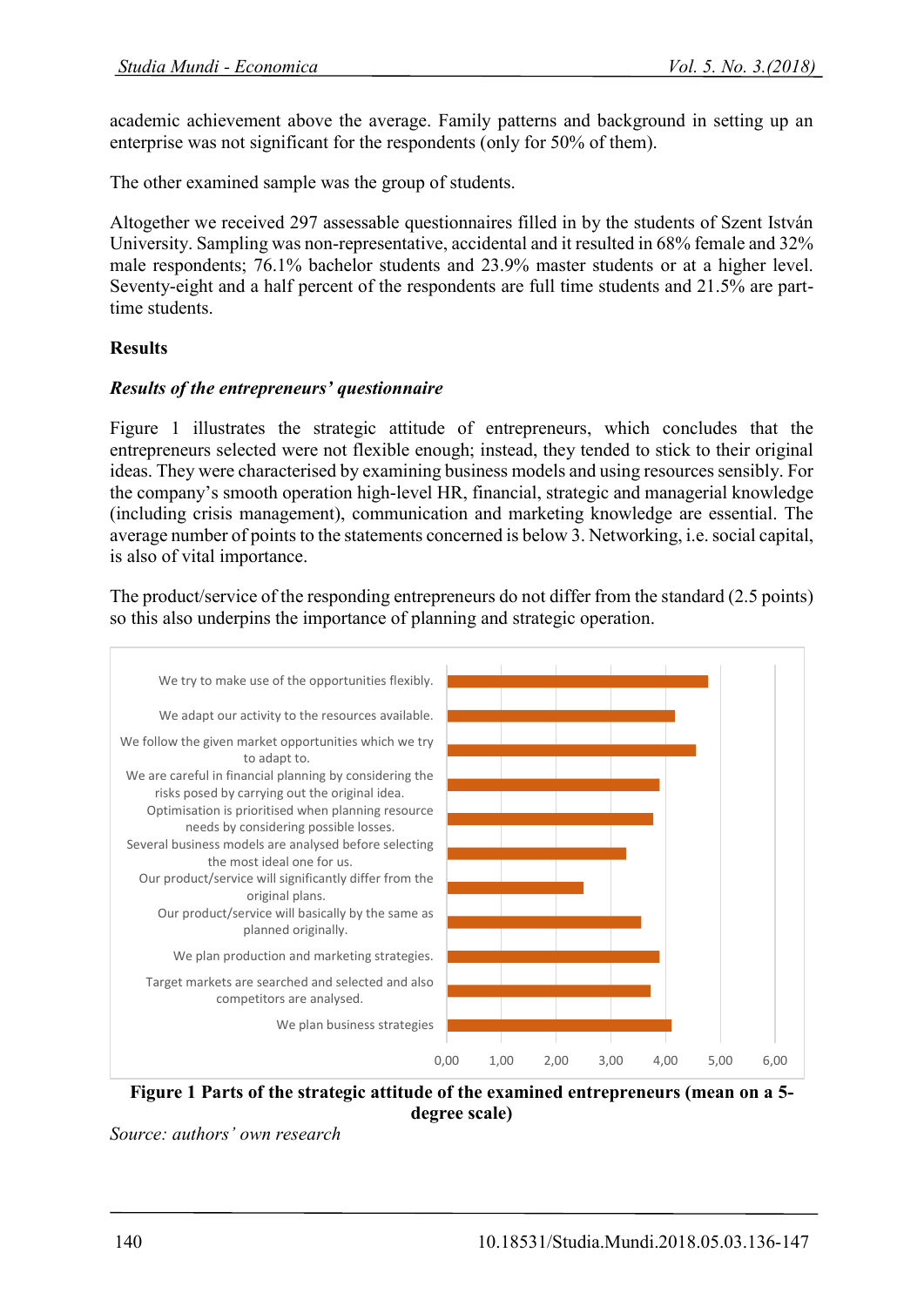academic achievement above the average. Family patterns and background in setting up an enterprise was not significant for the respondents (only for 50% of them).

The other examined sample was the group of students.

Altogether we received 297 assessable questionnaires filled in by the students of Szent István University. Sampling was non-representative, accidental and it resulted in 68% female and 32% male respondents; 76.1% bachelor students and 23.9% master students or at a higher level. Seventy-eight and a half percent of the respondents are full time students and 21.5% are part-time students.

## Results

### *Results of the entrepreneurs' questionnaire*

Figure 1 illustrates the strategic attitude of entrepreneurs, which concludes that the entrepreneurs selected were not flexible enough; instead, they tended to stick to their original ideas. They were characterised by examining business models and using resources sensibly. For the company's smooth operation high-level HR, financial, strategic and managerial knowledge (including crisis management), communication and marketing knowledge are essential. The average number of points to the statements concerned is below 3. Networking, i.e. social capital, is also of vital importance.

The product/service of the responding entrepreneurs do not differ from the standard (2.5 points) so this also underpins the importance of planning and strategic operation.

| Statement | Mean (approx.) |
|---|---|
| We try to make use of the opportunities flexibly. | 4.8 |
| We adapt our activity to the resources available. | 4.2 |
| We follow the given market opportunities which we try to adapt to. | 4.6 |
| We are careful in financial planning by considering the risks posed by carrying out the original idea. | 3.9 |
| Optimisation is prioritised when planning resource needs by considering possible losses. | 3.8 |
| Several business models are analysed before selecting the most ideal one for us. | 3.3 |
| Our product/service will significantly differ from the original plans. | 2.5 |
| Our product/service will basically by the same as planned originally. | 3.6 |
| We plan production and marketing strategies. | 3.9 |
| Target markets are searched and selected and also competitors are analysed. | 3.7 |
| We plan business strategies | 4.1 |

**Figure 1 Parts of the strategic attitude of the examined entrepreneurs (mean on a 5-degree scale)**

*Source: authors' own research*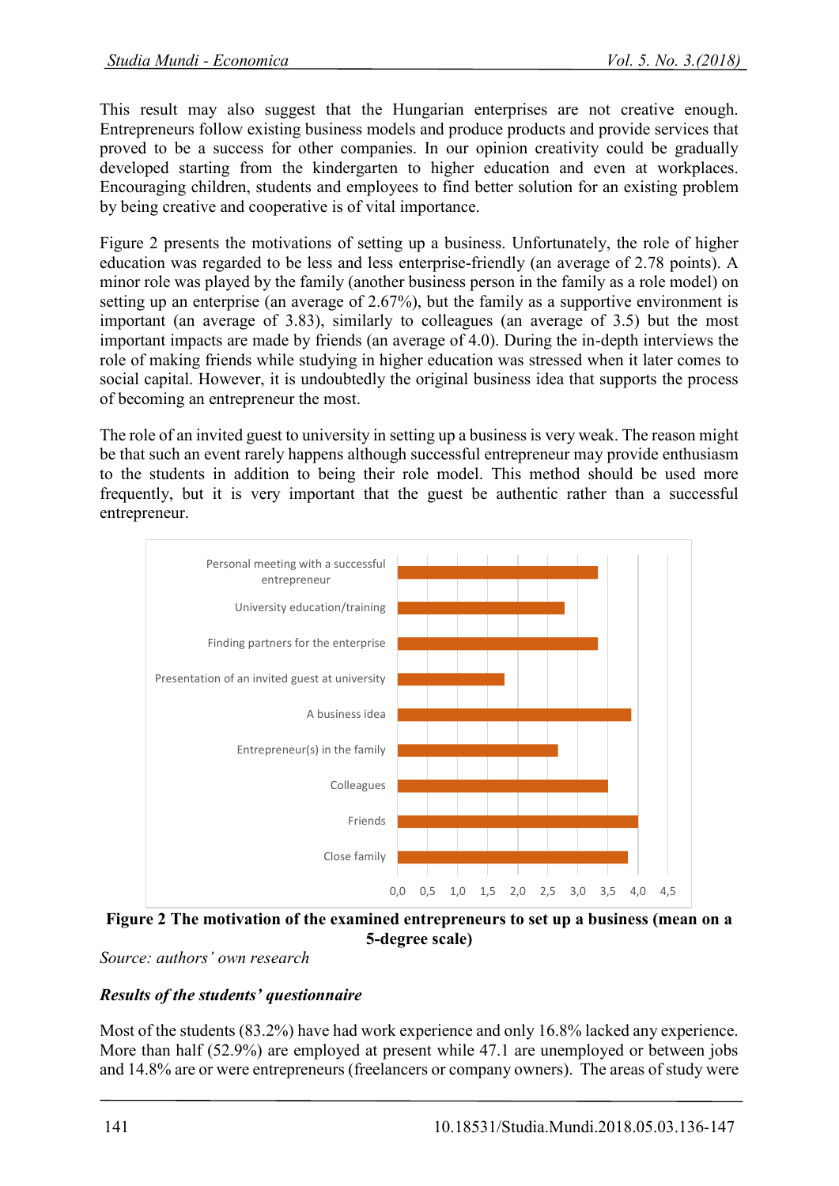This result may also suggest that the Hungarian enterprises are not creative enough. Entrepreneurs follow existing business models and produce products and provide services that proved to be a success for other companies. In our opinion creativity could be gradually developed starting from the kindergarten to higher education and even at workplaces. Encouraging children, students and employees to find better solution for an existing problem by being creative and cooperative is of vital importance.

Figure 2 presents the motivations of setting up a business. Unfortunately, the role of higher education was regarded to be less and less enterprise-friendly (an average of 2.78 points). A minor role was played by the family (another business person in the family as a role model) on setting up an enterprise (an average of 2.67%), but the family as a supportive environment is important (an average of 3.83), similarly to colleagues (an average of 3.5) but the most important impacts are made by friends (an average of 4.0). During the in-depth interviews the role of making friends while studying in higher education was stressed when it later comes to social capital. However, it is undoubtedly the original business idea that supports the process of becoming an entrepreneur the most.

The role of an invited guest to university in setting up a business is very weak. The reason might be that such an event rarely happens although successful entrepreneur may provide enthusiasm to the students in addition to being their role model. This method should be used more frequently, but it is very important that the guest be authentic rather than a successful entrepreneur.

**Figure 2 The motivation of the examined entrepreneurs to set up a business (mean on a 5-degree scale)**

*Source: authors' own research*

### *Results of the students' questionnaire*

Most of the students (83.2%) have had work experience and only 16.8% lacked any experience. More than half (52.9%) are employed at present while 47.1 are unemployed or between jobs and 14.8% are or were entrepreneurs (freelancers or company owners). The areas of study were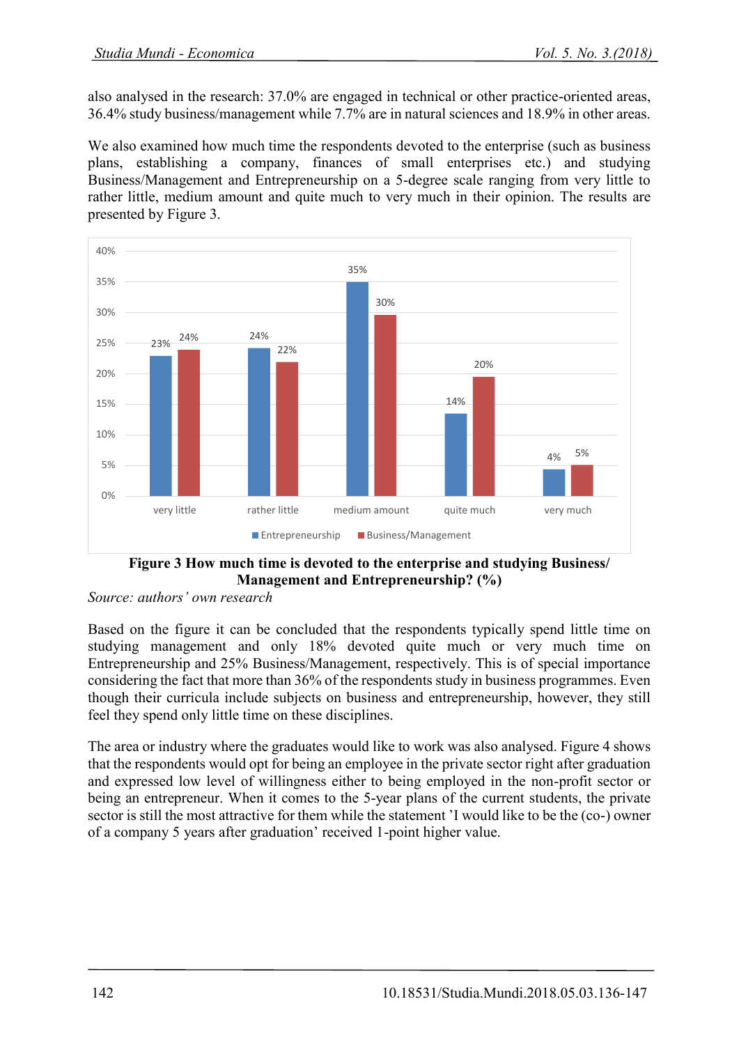also analysed in the research: 37.0% are engaged in technical or other practice-oriented areas, 36.4% study business/management while 7.7% are in natural sciences and 18.9% in other areas.

We also examined how much time the respondents devoted to the enterprise (such as business plans, establishing a company, finances of small enterprises etc.) and studying Business/Management and Entrepreneurship on a 5-degree scale ranging from very little to rather little, medium amount and quite much to very much in their opinion. The results are presented by Figure 3.

| | very little | rather little | medium amount | quite much | very much |
|---|---|---|---|---|---|
| Entrepreneurship | 23% | 24% | 35% | 14% | 4% |
| Business/Management | 24% | 22% | 30% | 20% | 5% |

**Figure 3 How much time is devoted to the enterprise and studying Business/ Management and Entrepreneurship? (%)**

*Source: authors' own research*

Based on the figure it can be concluded that the respondents typically spend little time on studying management and only 18% devoted quite much or very much time on Entrepreneurship and 25% Business/Management, respectively. This is of special importance considering the fact that more than 36% of the respondents study in business programmes. Even though their curricula include subjects on business and entrepreneurship, however, they still feel they spend only little time on these disciplines.

The area or industry where the graduates would like to work was also analysed. Figure 4 shows that the respondents would opt for being an employee in the private sector right after graduation and expressed low level of willingness either to being employed in the non-profit sector or being an entrepreneur. When it comes to the 5-year plans of the current students, the private sector is still the most attractive for them while the statement 'I would like to be the (co-) owner of a company 5 years after graduation' received 1-point higher value.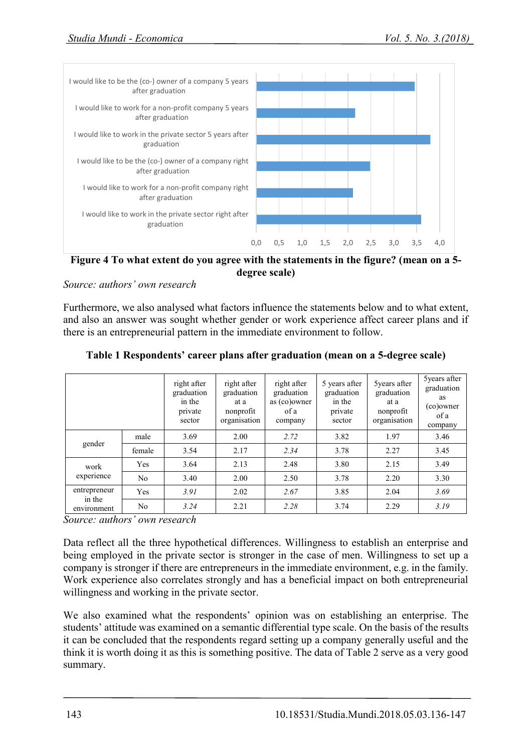Figure 4 To what extent do you agree with the statements in the figure? (mean on a 5-degree scale)

*Source: authors' own research*

Furthermore, we also analysed what factors influence the statements below and to what extent, and also an answer was sought whether gender or work experience affect career plans and if there is an entrepreneurial pattern in the immediate environment to follow.

**Table 1 Respondents' career plans after graduation (mean on a 5-degree scale)**

| | | right after graduation in the private sector | right after graduation at a nonprofit organisation | right after graduation as (co)owner of a company | 5 years after graduation in the private sector | 5years after graduation at a nonprofit organisation | 5years after graduation as (co)owner of a company |
|---|---|---|---|---|---|---|---|
| gender | male | 3.69 | 2.00 | *2.72* | 3.82 | 1.97 | 3.46 |
| | female | 3.54 | 2.17 | *2.34* | 3.78 | 2.27 | 3.45 |
| work experience | Yes | 3.64 | 2.13 | 2.48 | 3.80 | 2.15 | 3.49 |
| | No | 3.40 | 2.00 | 2.50 | 3.78 | 2.20 | 3.30 |
| entrepreneur in the environment | Yes | *3.91* | 2.02 | *2.67* | 3.85 | 2.04 | *3.69* |
| | No | *3.24* | 2.21 | *2.28* | 3.74 | 2.29 | *3.19* |

*Source: authors' own research*

Data reflect all the three hypothetical differences. Willingness to establish an enterprise and being employed in the private sector is stronger in the case of men. Willingness to set up a company is stronger if there are entrepreneurs in the immediate environment, e.g. in the family. Work experience also correlates strongly and has a beneficial impact on both entrepreneurial willingness and working in the private sector.

We also examined what the respondents' opinion was on establishing an enterprise. The students' attitude was examined on a semantic differential type scale. On the basis of the results it can be concluded that the respondents regard setting up a company generally useful and the think it is worth doing it as this is something positive. The data of Table 2 serve as a very good summary.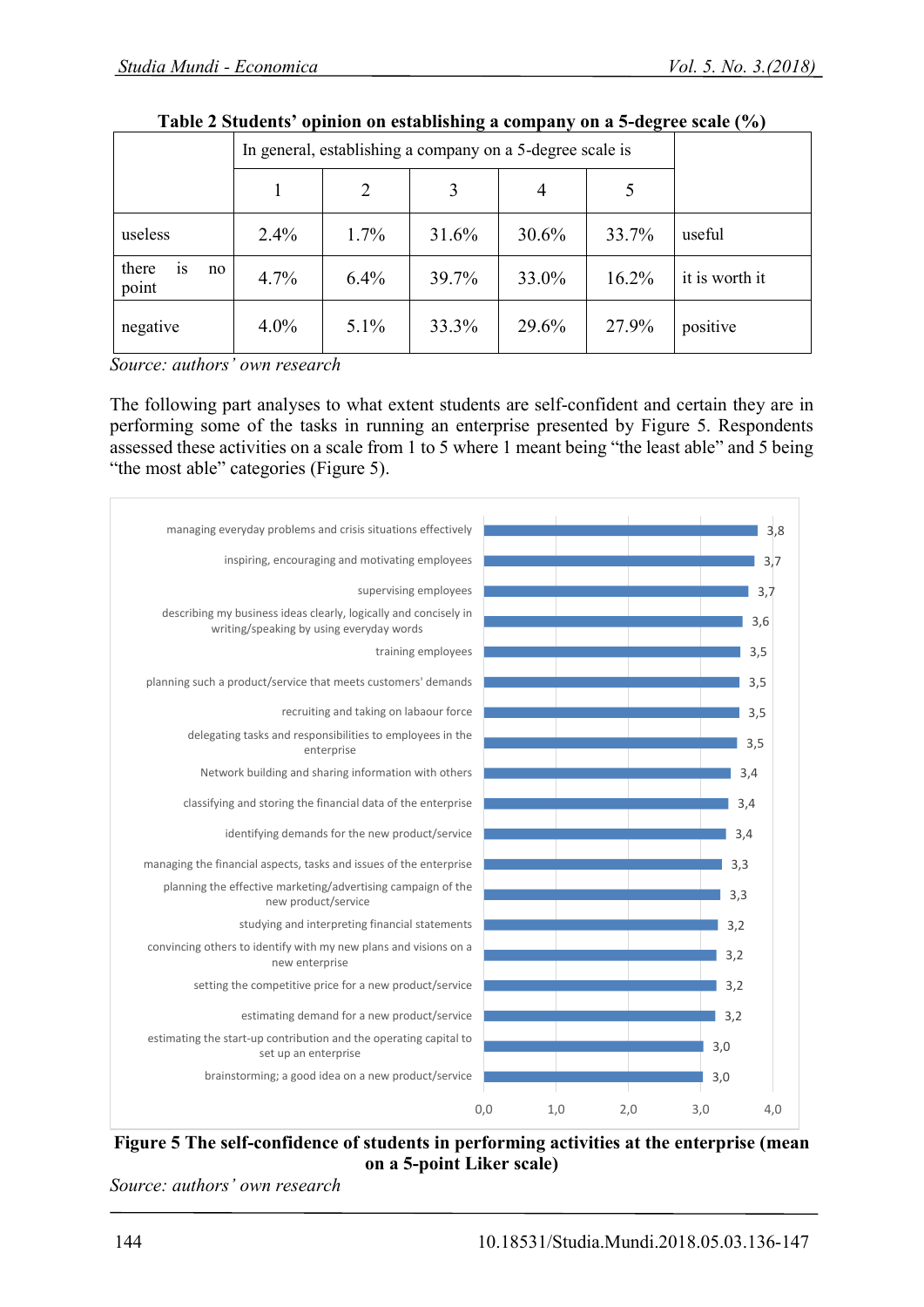**Table 2 Students' opinion on establishing a company on a 5-degree scale (%)**

| | In general, establishing a company on a 5-degree scale is | | | | | |
|---|---|---|---|---|---|---|
| | 1 | 2 | 3 | 4 | 5 | |
| useless | 2.4% | 1.7% | 31.6% | 30.6% | 33.7% | useful |
| there is no point | 4.7% | 6.4% | 39.7% | 33.0% | 16.2% | it is worth it |
| negative | 4.0% | 5.1% | 33.3% | 29.6% | 27.9% | positive |

*Source: authors' own research*

The following part analyses to what extent students are self-confident and certain they are in performing some of the tasks in running an enterprise presented by Figure 5. Respondents assessed these activities on a scale from 1 to 5 where 1 meant being "the least able" and 5 being "the most able" categories (Figure 5).

| Activity | Mean |
|---|---|
| managing everyday problems and crisis situations effectively | 3,8 |
| inspiring, encouraging and motivating employees | 3,7 |
| supervising employees | 3,7 |
| describing my business ideas clearly, logically and concisely in writing/speaking by using everyday words | 3,6 |
| training employees | 3,5 |
| planning such a product/service that meets customers' demands | 3,5 |
| recruiting and taking on labaour force | 3,5 |
| delegating tasks and responsibilities to employees in the enterprise | 3,5 |
| Network building and sharing information with others | 3,4 |
| classifying and storing the financial data of the enterprise | 3,4 |
| identifying demands for the new product/service | 3,4 |
| managing the financial aspects, tasks and issues of the enterprise | 3,3 |
| planning the effective marketing/advertising campaign of the new product/service | 3,3 |
| studying and interpreting financial statements | 3,2 |
| convincing others to identify with my new plans and visions on a new enterprise | 3,2 |
| setting the competitive price for a new product/service | 3,2 |
| estimating demand for a new product/service | 3,2 |
| estimating the start-up contribution and the operating capital to set up an enterprise | 3,0 |
| brainstorming; a good idea on a new product/service | 3,0 |

**Figure 5 The self-confidence of students in performing activities at the enterprise (mean on a 5-point Liker scale)**

*Source: authors' own research*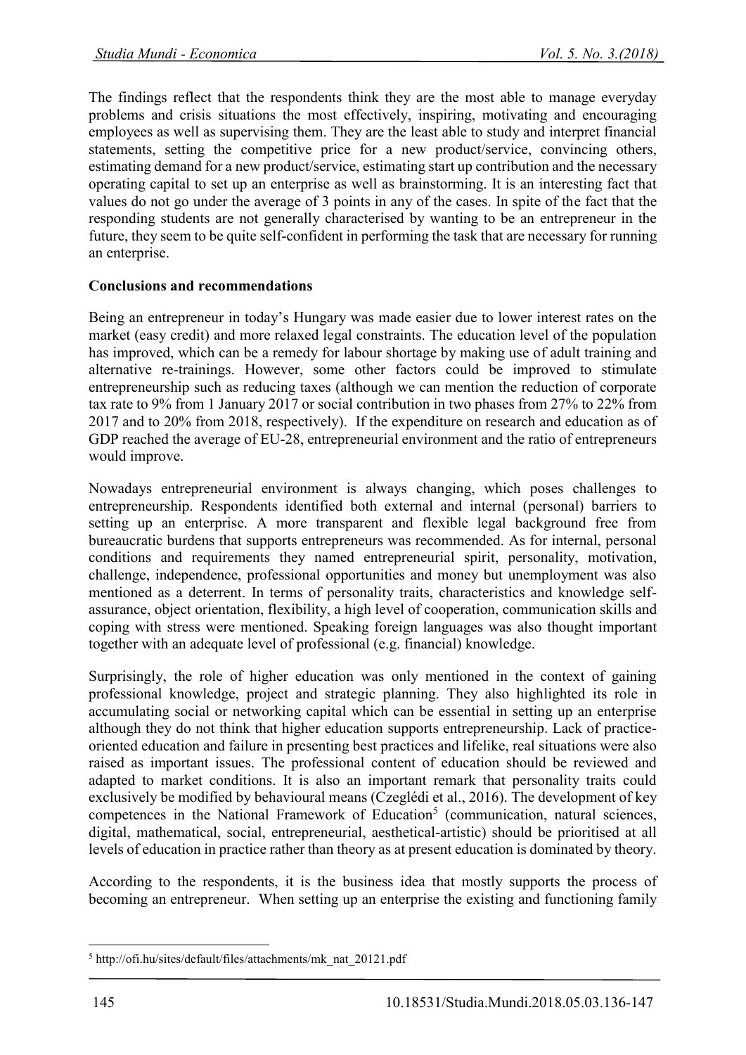The findings reflect that the respondents think they are the most able to manage everyday problems and crisis situations the most effectively, inspiring, motivating and encouraging employees as well as supervising them. They are the least able to study and interpret financial statements, setting the competitive price for a new product/service, convincing others, estimating demand for a new product/service, estimating start up contribution and the necessary operating capital to set up an enterprise as well as brainstorming. It is an interesting fact that values do not go under the average of 3 points in any of the cases. In spite of the fact that the responding students are not generally characterised by wanting to be an entrepreneur in the future, they seem to be quite self-confident in performing the task that are necessary for running an enterprise.

**Conclusions and recommendations**

Being an entrepreneur in today's Hungary was made easier due to lower interest rates on the market (easy credit) and more relaxed legal constraints. The education level of the population has improved, which can be a remedy for labour shortage by making use of adult training and alternative re-trainings. However, some other factors could be improved to stimulate entrepreneurship such as reducing taxes (although we can mention the reduction of corporate tax rate to 9% from 1 January 2017 or social contribution in two phases from 27% to 22% from 2017 and to 20% from 2018, respectively). If the expenditure on research and education as of GDP reached the average of EU-28, entrepreneurial environment and the ratio of entrepreneurs would improve.

Nowadays entrepreneurial environment is always changing, which poses challenges to entrepreneurship. Respondents identified both external and internal (personal) barriers to setting up an enterprise. A more transparent and flexible legal background free from bureaucratic burdens that supports entrepreneurs was recommended. As for internal, personal conditions and requirements they named entrepreneurial spirit, personality, motivation, challenge, independence, professional opportunities and money but unemployment was also mentioned as a deterrent. In terms of personality traits, characteristics and knowledge self-assurance, object orientation, flexibility, a high level of cooperation, communication skills and coping with stress were mentioned. Speaking foreign languages was also thought important together with an adequate level of professional (e.g. financial) knowledge.

Surprisingly, the role of higher education was only mentioned in the context of gaining professional knowledge, project and strategic planning. They also highlighted its role in accumulating social or networking capital which can be essential in setting up an enterprise although they do not think that higher education supports entrepreneurship. Lack of practice-oriented education and failure in presenting best practices and lifelike, real situations were also raised as important issues. The professional content of education should be reviewed and adapted to market conditions. It is also an important remark that personality traits could exclusively be modified by behavioural means (Czeglédi et al., 2016). The development of key competences in the National Framework of Education[5] (communication, natural sciences, digital, mathematical, social, entrepreneurial, aesthetical-artistic) should be prioritised at all levels of education in practice rather than theory as at present education is dominated by theory.

According to the respondents, it is the business idea that mostly supports the process of becoming an entrepreneur. When setting up an enterprise the existing and functioning family

[5] http://ofi.hu/sites/default/files/attachments/mk_nat_20121.pdf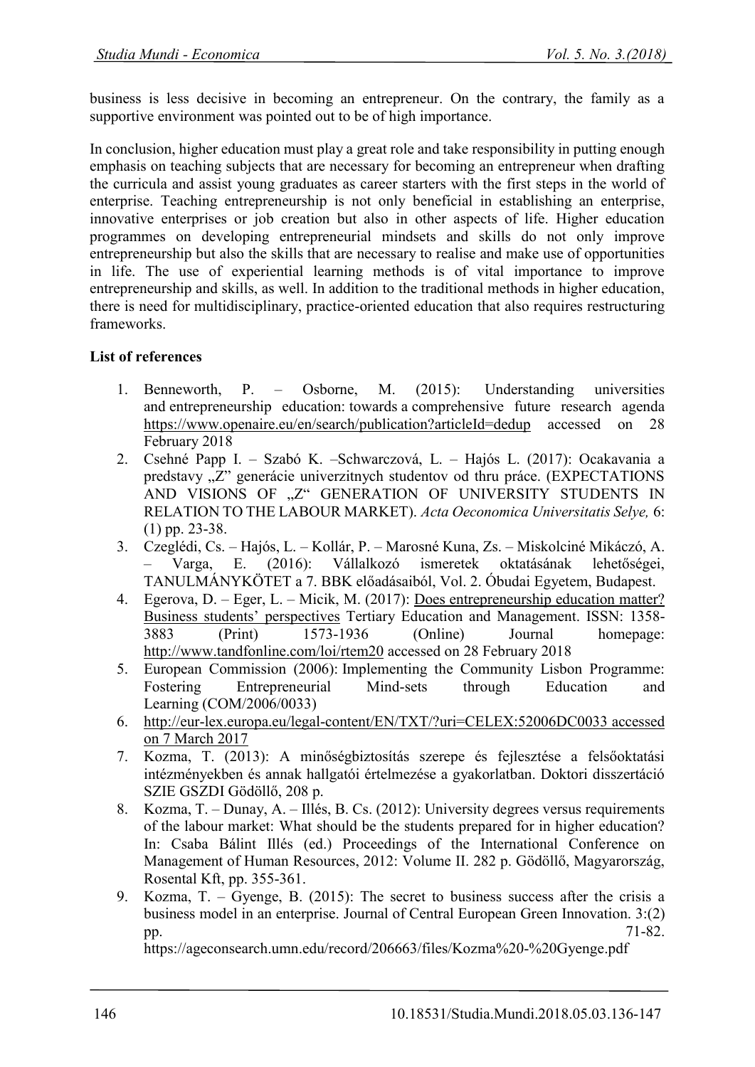business is less decisive in becoming an entrepreneur. On the contrary, the family as a supportive environment was pointed out to be of high importance.

In conclusion, higher education must play a great role and take responsibility in putting enough emphasis on teaching subjects that are necessary for becoming an entrepreneur when drafting the curricula and assist young graduates as career starters with the first steps in the world of enterprise. Teaching entrepreneurship is not only beneficial in establishing an enterprise, innovative enterprises or job creation but also in other aspects of life. Higher education programmes on developing entrepreneurial mindsets and skills do not only improve entrepreneurship but also the skills that are necessary to realise and make use of opportunities in life. The use of experiential learning methods is of vital importance to improve entrepreneurship and skills, as well. In addition to the traditional methods in higher education, there is need for multidisciplinary, practice-oriented education that also requires restructuring frameworks.

**List of references**

1. Benneworth, P. – Osborne, M. (2015): Understanding universities and entrepreneurship education: towards a comprehensive future research agenda https://www.openaire.eu/en/search/publication?articleId=dedup accessed on 28 February 2018
2. Csehné Papp I. – Szabó K. –Schwarczová, L. – Hajós L. (2017): Ocakavania a predstavy „Z" generácie univerzitnych studentov od thru práce. (EXPECTATIONS AND VISIONS OF „Z" GENERATION OF UNIVERSITY STUDENTS IN RELATION TO THE LABOUR MARKET). *Acta Oeconomica Universitatis Selye,* 6: (1) pp. 23-38.
3. Czeglédi, Cs. – Hajós, L. – Kollár, P. – Marosné Kuna, Zs. – Miskolciné Mikáczó, A. – Varga, E. (2016): Vállalkozó ismeretek oktatásának lehetőségei, TANULMÁNYKÖTET a 7. BBK előadásaiból, Vol. 2. Óbudai Egyetem, Budapest.
4. Egerova, D. – Eger, L. – Micik, M. (2017): Does entrepreneurship education matter? Business students' perspectives Tertiary Education and Management. ISSN: 1358-3883 (Print) 1573-1936 (Online) Journal homepage: http://www.tandfonline.com/loi/rtem20 accessed on 28 February 2018
5. European Commission (2006): Implementing the Community Lisbon Programme: Fostering Entrepreneurial Mind-sets through Education and Learning (COM/2006/0033)
6. http://eur-lex.europa.eu/legal-content/EN/TXT/?uri=CELEX:52006DC0033 accessed on 7 March 2017
7. Kozma, T. (2013): A minőségbiztosítás szerepe és fejlesztése a felsőoktatási intézményekben és annak hallgatói értelmezése a gyakorlatban. Doktori disszertáció SZIE GSZDI Gödöllő, 208 p.
8. Kozma, T. – Dunay, A. – Illés, B. Cs. (2012): University degrees versus requirements of the labour market: What should be the students prepared for in higher education? In: Csaba Bálint Illés (ed.) Proceedings of the International Conference on Management of Human Resources, 2012: Volume II. 282 p. Gödöllő, Magyarország, Rosental Kft, pp. 355-361.
9. Kozma, T. – Gyenge, B. (2015): The secret to business success after the crisis a business model in an enterprise. Journal of Central European Green Innovation. 3:(2) pp. 71-82. https://ageconsearch.umn.edu/record/206663/files/Kozma%20-%20Gyenge.pdf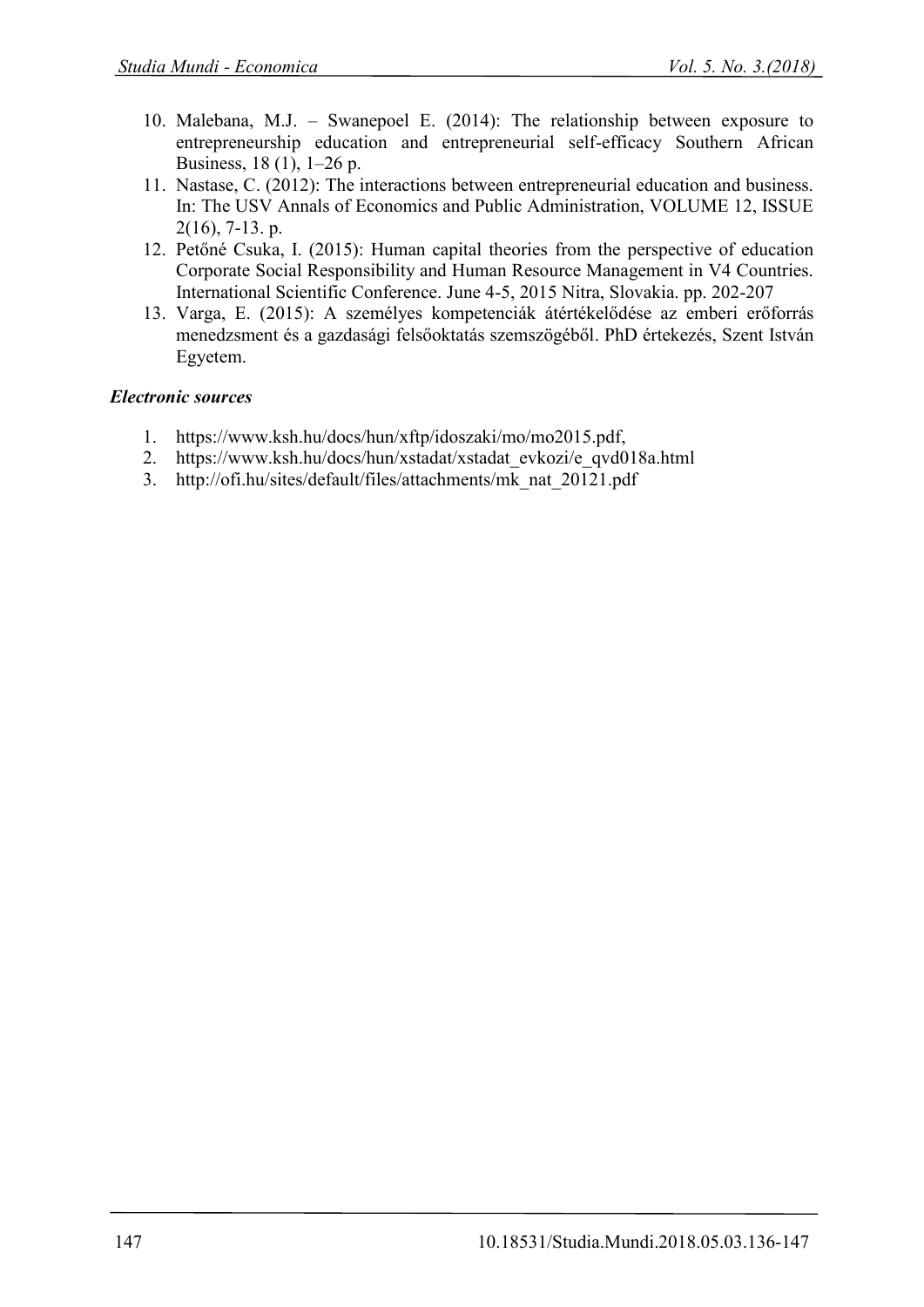10. Malebana, M.J. – Swanepoel E. (2014): The relationship between exposure to entrepreneurship education and entrepreneurial self-efficacy Southern African Business, 18 (1), 1–26 p.
11. Nastase, C. (2012): The interactions between entrepreneurial education and business. In: The USV Annals of Economics and Public Administration, VOLUME 12, ISSUE 2(16), 7-13. p.
12. Petőné Csuka, I. (2015): Human capital theories from the perspective of education Corporate Social Responsibility and Human Resource Management in V4 Countries. International Scientific Conference. June 4-5, 2015 Nitra, Slovakia. pp. 202-207
13. Varga, E. (2015): A személyes kompetenciák átértékelődése az emberi erőforrás menedzsment és a gazdasági felsőoktatás szemszögéből. PhD értekezés, Szent István Egyetem.

***Electronic sources***

1. https://www.ksh.hu/docs/hun/xftp/idoszaki/mo/mo2015.pdf,
2. https://www.ksh.hu/docs/hun/xstadat/xstadat_evkozi/e_qvd018a.html
3. http://ofi.hu/sites/default/files/attachments/mk_nat_20121.pdf